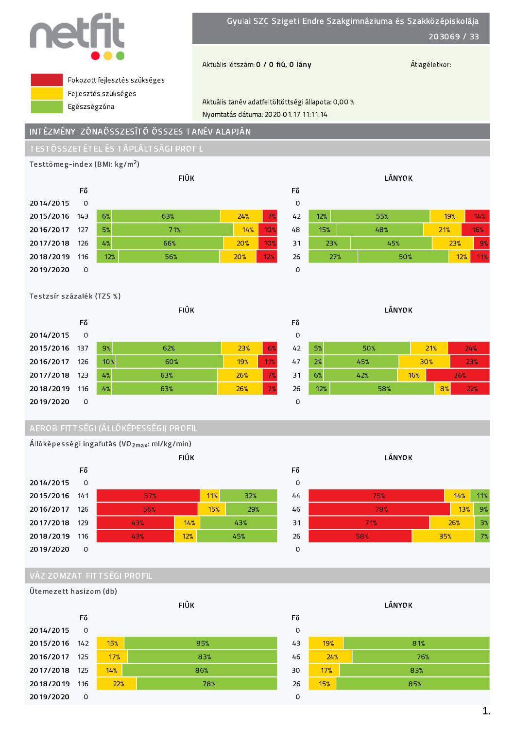# netfit

- Fokozott fejlesztés szükséges
- Fejlesztés szükséges
- Egészségzóna

**Gyulai SZC Szigeti Endre Szakgimnáziuma és Szakközépiskolája**

203069 / 33

Aktuális létszám: **0 / 0 fiú, 0 lány**

Átlagéletkor:

Aktuális tanév adatfeltöltöttségi állapota: 0,00 %

Nyomtatás dátuma: 2020.01.17 11:11:14

## INTÉZMÉNYI ZÓNAÖSSZESÍTŐ ÖSSZES TANÉV ALAPJÁN

### TESTÖSSZETÉTEL ÉS TÁPLÁLTSÁGI PROFIL

**Testtömeg-index (BMI: kg/m²)**

| Tanév | FIÚK Fő | FIÚK | LÁNYOK Fő | LÁNYOK |
|---|---|---|---|---|
| 2014/2015 | 0 | | 0 | |
| 2015/2016 | 143 | 6% / 63% / 24% / 7% | 42 | 12% / 55% / 19% / 14% |
| 2016/2017 | 127 | 5% / 71% / 14% / 10% | 48 | 15% / 48% / 21% / 16% |
| 2017/2018 | 126 | 4% / 66% / 20% / 10% | 31 | 23% / 45% / 23% / 9% |
| 2018/2019 | 116 | 12% / 56% / 20% / 12% | 26 | 27% / 50% / 12% / 11% |
| 2019/2020 | 0 | | 0 | |

**Testzsír százalék (TZS %)**

| Tanév | FIÚK Fő | FIÚK | LÁNYOK Fő | LÁNYOK |
|---|---|---|---|---|
| 2014/2015 | 0 | | 0 | |
| 2015/2016 | 137 | 9% / 62% / 23% / 6% | 42 | 5% / 50% / 21% / 24% |
| 2016/2017 | 126 | 10% / 60% / 19% / 11% | 47 | 2% / 45% / 30% / 23% |
| 2017/2018 | 123 | 4% / 63% / 26% / 7% | 31 | 6% / 42% / 16% / 36% |
| 2018/2019 | 116 | 4% / 63% / 26% / 7% | 26 | 12% / 58% / 8% / 22% |
| 2019/2020 | 0 | | 0 | |

### AEROB FITTSÉGI (ÁLLÓKÉPESSÉGI) PROFIL

**Állóképességi ingafutás ($VO_{2max}$: ml/kg/min)**

| Tanév | FIÚK Fő | FIÚK | LÁNYOK Fő | LÁNYOK |
|---|---|---|---|---|
| 2014/2015 | 0 | | 0 | |
| 2015/2016 | 141 | 57% / 11% / 32% | 44 | 75% / 14% / 11% |
| 2016/2017 | 126 | 56% / 15% / 29% | 46 | 78% / 13% / 9% |
| 2017/2018 | 129 | 43% / 14% / 43% | 31 | 71% / 26% / 3% |
| 2018/2019 | 116 | 43% / 12% / 45% | 26 | 58% / 35% / 7% |
| 2019/2020 | 0 | | 0 | |

### VÁZIZOMZAT FITTSÉGI PROFIL

**Ütemezett hasizom (db)**

| Tanév | FIÚK Fő | FIÚK | LÁNYOK Fő | LÁNYOK |
|---|---|---|---|---|
| 2014/2015 | 0 | | 0 | |
| 2015/2016 | 142 | 15% / 85% | 43 | 19% / 81% |
| 2016/2017 | 125 | 17% / 83% | 46 | 24% / 76% |
| 2017/2018 | 125 | 14% / 86% | 30 | 17% / 83% |
| 2018/2019 | 116 | 22% / 78% | 26 | 15% / 85% |
| 2019/2020 | 0 | | 0 | |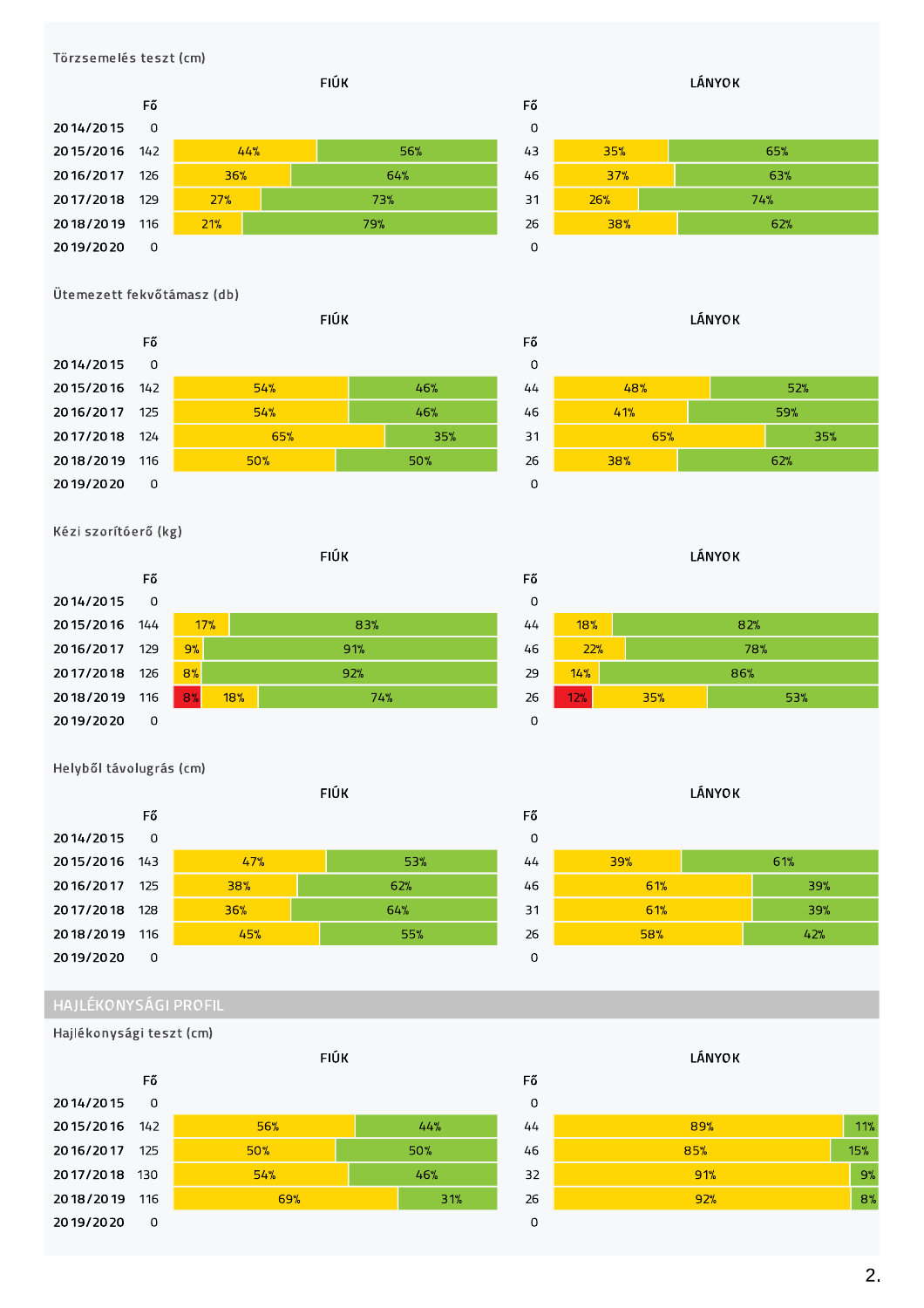### Törzsemelés teszt (cm)

| | FIÚK Fő | FIÚK | | LÁNYOK Fő | LÁNYOK | |
|---|---|---|---|---|---|---|
| 2014/2015 | 0 | | | 0 | | |
| 2015/2016 | 142 | 44% | 56% | 43 | 35% | 65% |
| 2016/2017 | 126 | 36% | 64% | 46 | 37% | 63% |
| 2017/2018 | 129 | 27% | 73% | 31 | 26% | 74% |
| 2018/2019 | 116 | 21% | 79% | 26 | 38% | 62% |
| 2019/2020 | 0 | | | 0 | | |

### Ütemezett fekvőtámasz (db)

| | FIÚK Fő | FIÚK | | LÁNYOK Fő | LÁNYOK | |
|---|---|---|---|---|---|---|
| 2014/2015 | 0 | | | 0 | | |
| 2015/2016 | 142 | 54% | 46% | 44 | 48% | 52% |
| 2016/2017 | 125 | 54% | 46% | 46 | 41% | 59% |
| 2017/2018 | 124 | 65% | 35% | 31 | 65% | 35% |
| 2018/2019 | 116 | 50% | 50% | 26 | 38% | 62% |
| 2019/2020 | 0 | | | 0 | | |

### Kézi szorítóerő (kg)

| | FIÚK Fő | FIÚK | | | LÁNYOK Fő | LÁNYOK | | |
|---|---|---|---|---|---|---|---|---|
| 2014/2015 | 0 | | | | 0 | | | |
| 2015/2016 | 144 | | 17% | 83% | 44 | | 18% | 82% |
| 2016/2017 | 129 | | 9% | 91% | 46 | | 22% | 78% |
| 2017/2018 | 126 | | 8% | 92% | 29 | | 14% | 86% |
| 2018/2019 | 116 | 8% | 18% | 74% | 26 | 12% | 35% | 53% |
| 2019/2020 | 0 | | | | 0 | | | |

### Helyből távolugrás (cm)

| | FIÚK Fő | FIÚK | | LÁNYOK Fő | LÁNYOK | |
|---|---|---|---|---|---|---|
| 2014/2015 | 0 | | | 0 | | |
| 2015/2016 | 143 | 47% | 53% | 44 | 39% | 61% |
| 2016/2017 | 125 | 38% | 62% | 46 | 61% | 39% |
| 2017/2018 | 128 | 36% | 64% | 31 | 61% | 39% |
| 2018/2019 | 116 | 45% | 55% | 26 | 58% | 42% |
| 2019/2020 | 0 | | | 0 | | |

## HAJLÉKONYSÁGI PROFIL

### Hajlékonysági teszt (cm)

| | FIÚK Fő | FIÚK | | LÁNYOK Fő | LÁNYOK | |
|---|---|---|---|---|---|---|
| 2014/2015 | 0 | | | 0 | | |
| 2015/2016 | 142 | 56% | 44% | 44 | 89% | 11% |
| 2016/2017 | 125 | 50% | 50% | 46 | 85% | 15% |
| 2017/2018 | 130 | 54% | 46% | 32 | 91% | 9% |
| 2018/2019 | 116 | 69% | 31% | 26 | 92% | 8% |
| 2019/2020 | 0 | | | 0 | | |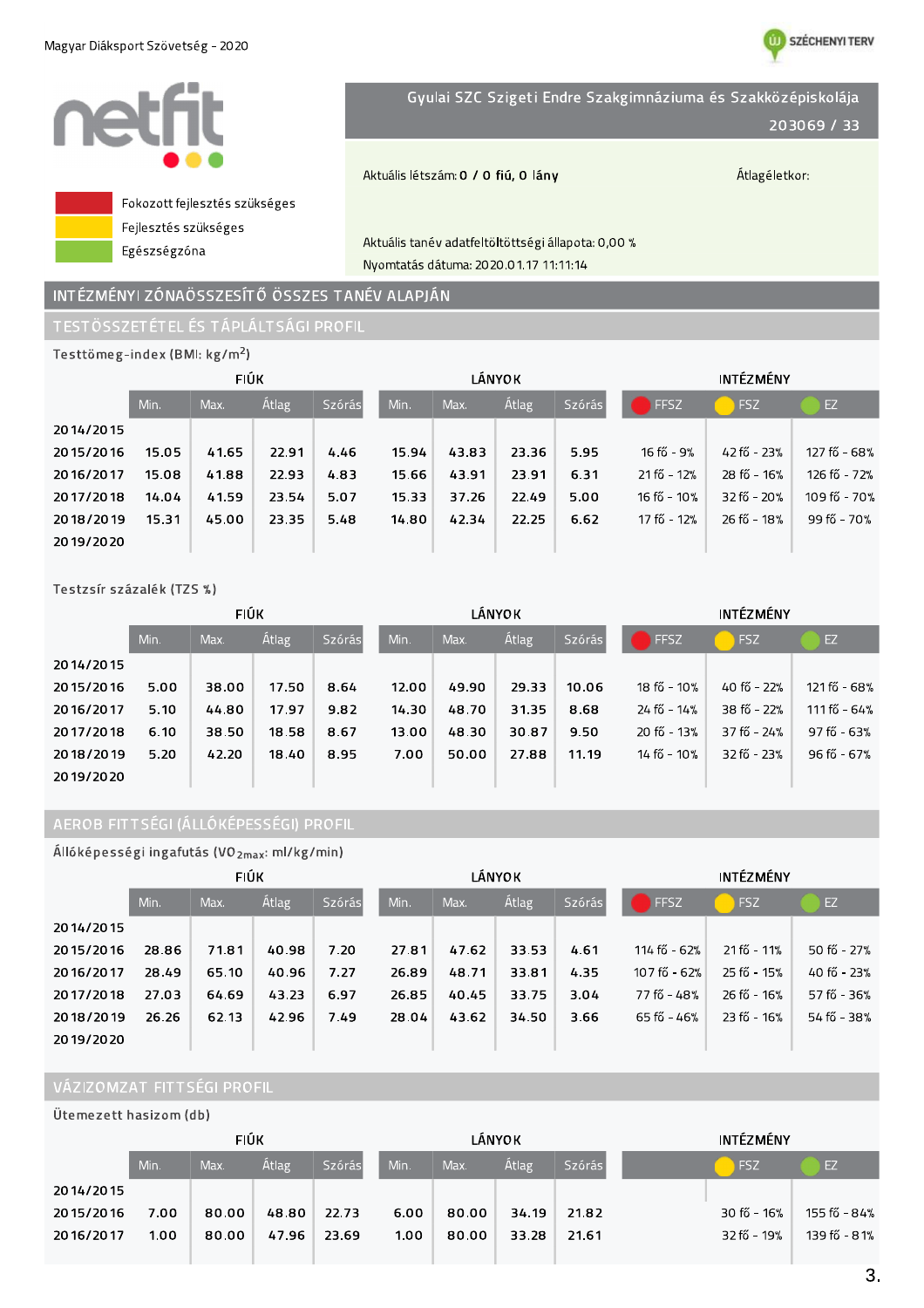Magyar Diáksport Szövetség - 2020

SZÉCHENYI TERV

netfit

| | |
|---|---|
| Fokozott fejlesztés szükséges | |
| Fejlesztés szükséges | |
| Egészségzóna | |

**Gyulai SZC Szigeti Endre Szakgimnáziuma és Szakközépiskolája**

**203069 / 33**

Aktuális létszám: 0 / 0 fiú, 0 lány

Átlagéletkor:

Aktuális tanév adatfeltöltöttségi állapota: 0,00 %

Nyomtatás dátuma: 2020.01.17 11:11:14

## INTÉZMÉNYI ZÓNAÖSSZESÍTŐ ÖSSZES TANÉV ALAPJÁN

### TESTÖSSZETÉTEL ÉS TÁPLÁLTSÁGI PROFIL

Testtömeg-index (BMI: kg/m$^2$)

| | FIÚK | | | | LÁNYOK | | | | INTÉZMÉNY | | |
|---|---|---|---|---|---|---|---|---|---|---|---|
| | Min. | Max. | Átlag | Szórás | Min. | Max. | Átlag | Szórás | FFSZ | FSZ | EZ |
| 2014/2015 | | | | | | | | | | | |
| 2015/2016 | 15.05 | 41.65 | 22.91 | 4.46 | 15.94 | 43.83 | 23.36 | 5.95 | 16 fő - 9% | 42 fő - 23% | 127 fő - 68% |
| 2016/2017 | 15.08 | 41.88 | 22.93 | 4.83 | 15.66 | 43.91 | 23.91 | 6.31 | 21 fő - 12% | 28 fő - 16% | 126 fő - 72% |
| 2017/2018 | 14.04 | 41.59 | 23.54 | 5.07 | 15.33 | 37.26 | 22.49 | 5.00 | 16 fő - 10% | 32 fő - 20% | 109 fő - 70% |
| 2018/2019 | 15.31 | 45.00 | 23.35 | 5.48 | 14.80 | 42.34 | 22.25 | 6.62 | 17 fő - 12% | 26 fő - 18% | 99 fő - 70% |
| 2019/2020 | | | | | | | | | | | |

Testzsír százalék (TZS %)

| | FIÚK | | | | LÁNYOK | | | | INTÉZMÉNY | | |
|---|---|---|---|---|---|---|---|---|---|---|---|
| | Min. | Max. | Átlag | Szórás | Min. | Max. | Átlag | Szórás | FFSZ | FSZ | EZ |
| 2014/2015 | | | | | | | | | | | |
| 2015/2016 | 5.00 | 38.00 | 17.50 | 8.64 | 12.00 | 49.90 | 29.33 | 10.06 | 18 fő - 10% | 40 fő - 22% | 121 fő - 68% |
| 2016/2017 | 5.10 | 44.80 | 17.97 | 9.82 | 14.30 | 48.70 | 31.35 | 8.68 | 24 fő - 14% | 38 fő - 22% | 111 fő - 64% |
| 2017/2018 | 6.10 | 38.50 | 18.58 | 8.67 | 13.00 | 48.30 | 30.87 | 9.50 | 20 fő - 13% | 37 fő - 24% | 97 fő - 63% |
| 2018/2019 | 5.20 | 42.20 | 18.40 | 8.95 | 7.00 | 50.00 | 27.88 | 11.19 | 14 fő - 10% | 32 fő - 23% | 96 fő - 67% |
| 2019/2020 | | | | | | | | | | | |

### AEROB FITTSÉGI (ÁLLÓKÉPESSÉGI) PROFIL

Állóképességi ingafutás ($VO_{2max}$: ml/kg/min)

| | FIÚK | | | | LÁNYOK | | | | INTÉZMÉNY | | |
|---|---|---|---|---|---|---|---|---|---|---|---|
| | Min. | Max. | Átlag | Szórás | Min. | Max. | Átlag | Szórás | FFSZ | FSZ | EZ |
| 2014/2015 | | | | | | | | | | | |
| 2015/2016 | 28.86 | 71.81 | 40.98 | 7.20 | 27.81 | 47.62 | 33.53 | 4.61 | 114 fő - 62% | 21 fő - 11% | 50 fő - 27% |
| 2016/2017 | 28.49 | 65.10 | 40.96 | 7.27 | 26.89 | 48.71 | 33.81 | 4.35 | 107 fő - 62% | 25 fő - 15% | 40 fő - 23% |
| 2017/2018 | 27.03 | 64.69 | 43.23 | 6.97 | 26.85 | 40.45 | 33.75 | 3.04 | 77 fő - 48% | 26 fő - 16% | 57 fő - 36% |
| 2018/2019 | 26.26 | 62.13 | 42.96 | 7.49 | 28.04 | 43.62 | 34.50 | 3.66 | 65 fő - 46% | 23 fő - 16% | 54 fő - 38% |
| 2019/2020 | | | | | | | | | | | |

### VÁZIZOMZAT FITTSÉGI PROFIL

Ütemezett hasizom (db)

| | FIÚK | | | | LÁNYOK | | | | INTÉZMÉNY | | |
|---|---|---|---|---|---|---|---|---|---|---|---|
| | Min. | Max. | Átlag | Szórás | Min. | Max. | Átlag | Szórás | | FSZ | EZ |
| 2014/2015 | | | | | | | | | | | |
| 2015/2016 | 7.00 | 80.00 | 48.80 | 22.73 | 6.00 | 80.00 | 34.19 | 21.82 | | 30 fő - 16% | 155 fő - 84% |
| 2016/2017 | 1.00 | 80.00 | 47.96 | 23.69 | 1.00 | 80.00 | 33.28 | 21.61 | | 32 fő - 19% | 139 fő - 81% |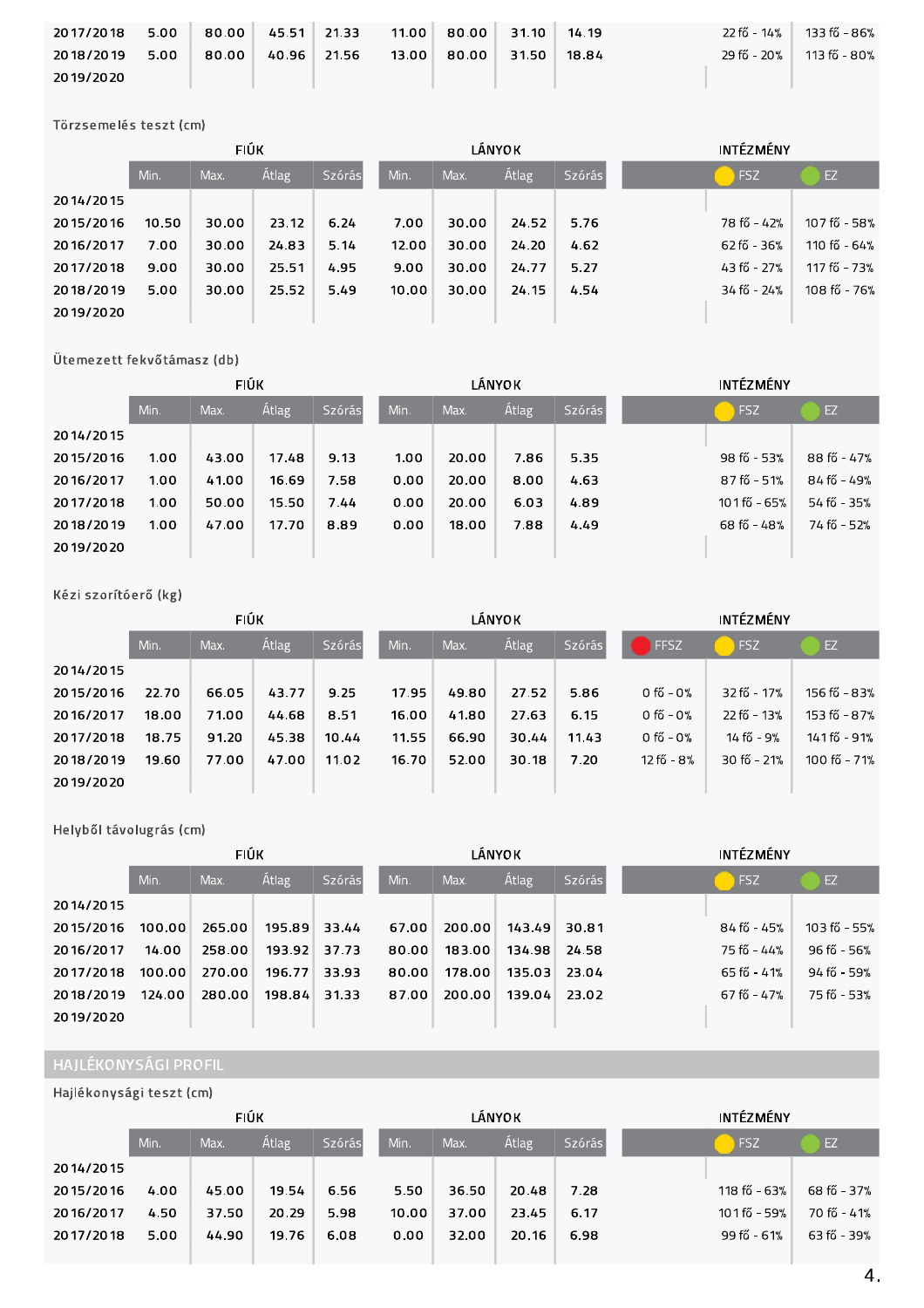| | Min. | Max. | Átlag | Szórás | Min. | Max. | Átlag | Szórás | | | |
|---|---|---|---|---|---|---|---|---|---|---|---|
| 2017/2018 | 5.00 | 80.00 | 45.51 | 21.33 | 11.00 | 80.00 | 31.10 | 14.19 | | 22 fő - 14% | 133 fő - 86% |
| 2018/2019 | 5.00 | 80.00 | 40.96 | 21.56 | 13.00 | 80.00 | 31.50 | 18.84 | | 29 fő - 20% | 113 fő - 80% |
| 2019/2020 | | | | | | | | | | | |

Törzsemelés teszt (cm)

| | FIÚK | | | | LÁNYOK | | | | INTÉZMÉNY | |
|---|---|---|---|---|---|---|---|---|---|---|
| | Min. | Max. | Átlag | Szórás | Min. | Max. | Átlag | Szórás | FSZ | EZ |
| 2014/2015 | | | | | | | | | | |
| 2015/2016 | 10.50 | 30.00 | 23.12 | 6.24 | 7.00 | 30.00 | 24.52 | 5.76 | 78 fő - 42% | 107 fő - 58% |
| 2016/2017 | 7.00 | 30.00 | 24.83 | 5.14 | 12.00 | 30.00 | 24.20 | 4.62 | 62 fő - 36% | 110 fő - 64% |
| 2017/2018 | 9.00 | 30.00 | 25.51 | 4.95 | 9.00 | 30.00 | 24.77 | 5.27 | 43 fő - 27% | 117 fő - 73% |
| 2018/2019 | 5.00 | 30.00 | 25.52 | 5.49 | 10.00 | 30.00 | 24.15 | 4.54 | 34 fő - 24% | 108 fő - 76% |
| 2019/2020 | | | | | | | | | | |

Ütemezett fekvőtámasz (db)

| | FIÚK | | | | LÁNYOK | | | | INTÉZMÉNY | |
|---|---|---|---|---|---|---|---|---|---|---|
| | Min. | Max. | Átlag | Szórás | Min. | Max. | Átlag | Szórás | FSZ | EZ |
| 2014/2015 | | | | | | | | | | |
| 2015/2016 | 1.00 | 43.00 | 17.48 | 9.13 | 1.00 | 20.00 | 7.86 | 5.35 | 98 fő - 53% | 88 fő - 47% |
| 2016/2017 | 1.00 | 41.00 | 16.69 | 7.58 | 0.00 | 20.00 | 8.00 | 4.63 | 87 fő - 51% | 84 fő - 49% |
| 2017/2018 | 1.00 | 50.00 | 15.50 | 7.44 | 0.00 | 20.00 | 6.03 | 4.89 | 101 fő - 65% | 54 fő - 35% |
| 2018/2019 | 1.00 | 47.00 | 17.70 | 8.89 | 0.00 | 18.00 | 7.88 | 4.49 | 68 fő - 48% | 74 fő - 52% |
| 2019/2020 | | | | | | | | | | |

Kézi szorítóerő (kg)

| | FIÚK | | | | LÁNYOK | | | | INTÉZMÉNY | | |
|---|---|---|---|---|---|---|---|---|---|---|---|
| | Min. | Max. | Átlag | Szórás | Min. | Max. | Átlag | Szórás | FFSZ | FSZ | EZ |
| 2014/2015 | | | | | | | | | | | |
| 2015/2016 | 22.70 | 66.05 | 43.77 | 9.25 | 17.95 | 49.80 | 27.52 | 5.86 | 0 fő - 0% | 32 fő - 17% | 156 fő - 83% |
| 2016/2017 | 18.00 | 71.00 | 44.68 | 8.51 | 16.00 | 41.80 | 27.63 | 6.15 | 0 fő - 0% | 22 fő - 13% | 153 fő - 87% |
| 2017/2018 | 18.75 | 91.20 | 45.38 | 10.44 | 11.55 | 66.90 | 30.44 | 11.43 | 0 fő - 0% | 14 fő - 9% | 141 fő - 91% |
| 2018/2019 | 19.60 | 77.00 | 47.00 | 11.02 | 16.70 | 52.00 | 30.18 | 7.20 | 12 fő - 8% | 30 fő - 21% | 100 fő - 71% |
| 2019/2020 | | | | | | | | | | | |

Helyből távolugrás (cm)

| | FIÚK | | | | LÁNYOK | | | | INTÉZMÉNY | |
|---|---|---|---|---|---|---|---|---|---|---|
| | Min. | Max. | Átlag | Szórás | Min. | Max. | Átlag | Szórás | FSZ | EZ |
| 2014/2015 | | | | | | | | | | |
| 2015/2016 | 100.00 | 265.00 | 195.89 | 33.44 | 67.00 | 200.00 | 143.49 | 30.81 | 84 fő - 45% | 103 fő - 55% |
| 2016/2017 | 14.00 | 258.00 | 193.92 | 37.73 | 80.00 | 183.00 | 134.98 | 24.58 | 75 fő - 44% | 96 fő - 56% |
| 2017/2018 | 100.00 | 270.00 | 196.77 | 33.93 | 80.00 | 178.00 | 135.03 | 23.04 | 65 fő - 41% | 94 fő - 59% |
| 2018/2019 | 124.00 | 280.00 | 198.84 | 31.33 | 87.00 | 200.00 | 139.04 | 23.02 | 67 fő - 47% | 75 fő - 53% |
| 2019/2020 | | | | | | | | | | |

## HAJLÉKONYSÁGI PROFIL

Hajlékonysági teszt (cm)

| | FIÚK | | | | LÁNYOK | | | | INTÉZMÉNY | |
|---|---|---|---|---|---|---|---|---|---|---|
| | Min. | Max. | Átlag | Szórás | Min. | Max. | Átlag | Szórás | FSZ | EZ |
| 2014/2015 | | | | | | | | | | |
| 2015/2016 | 4.00 | 45.00 | 19.54 | 6.56 | 5.50 | 36.50 | 20.48 | 7.28 | 118 fő - 63% | 68 fő - 37% |
| 2016/2017 | 4.50 | 37.50 | 20.29 | 5.98 | 10.00 | 37.00 | 23.45 | 6.17 | 101 fő - 59% | 70 fő - 41% |
| 2017/2018 | 5.00 | 44.90 | 19.76 | 6.08 | 0.00 | 32.00 | 20.16 | 6.98 | 99 fő - 61% | 63 fő - 39% |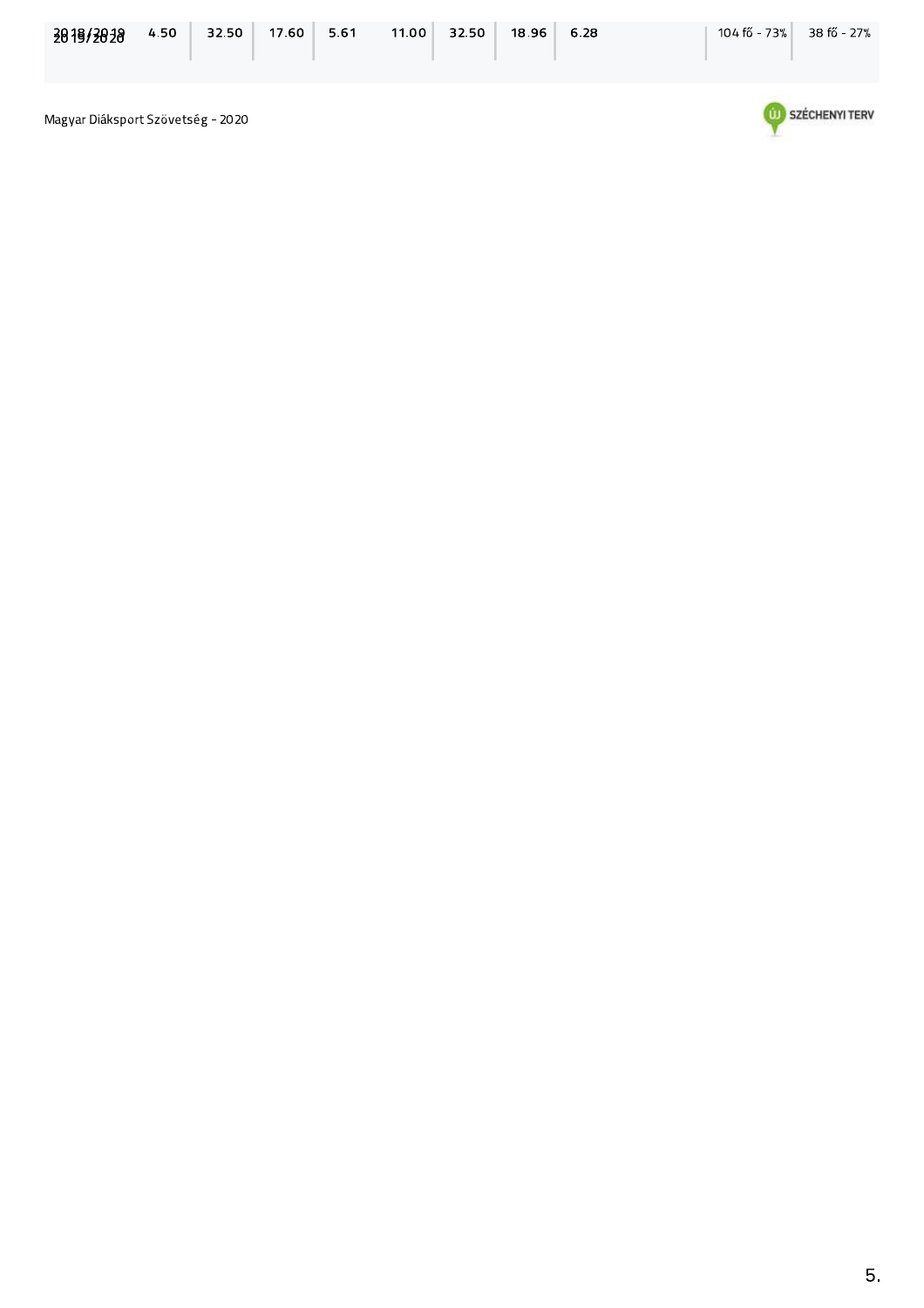| | | | | | | | | | | |
|---|---|---|---|---|---|---|---|---|---|---|
| 2018/2019 2019/2020 | 4.50 | 32.50 | 17.60 | 5.61 | 11.00 | 32.50 | 18.96 | 6.28 | 104 fő - 73% | 38 fő - 27% |

Magyar Diáksport Szövetség - 2020

SZÉCHENYI TERV